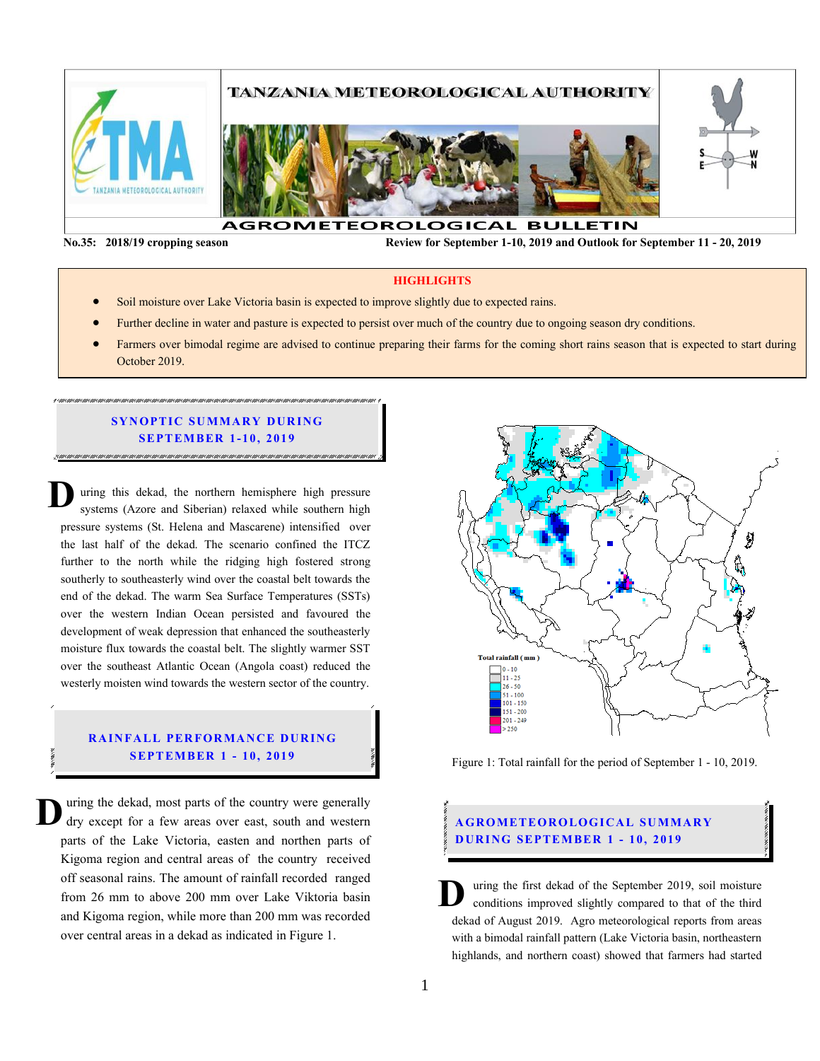# TANZANIA METEOROLOGICAL AUTHORITY

## AGROMETEOROLOGICAL BULLETIN

**No.35: 2018/19 cropping season** — **Review for September 1-10, 2019 and Outlook for September 11 - 20, 2019**

### HIGHLIGHTS

- Soil moisture over Lake Victoria basin is expected to improve slightly due to expected rains.
- Further decline in water and pasture is expected to persist over much of the country due to ongoing season dry conditions.
- Farmers over bimodal regime are advised to continue preparing their farms for the coming short rains season that is expected to start during October 2019.

## SYNOPTIC SUMMARY DURING SEPTEMBER 1-10, 2019

During this dekad, the northern hemisphere high pressure systems (Azore and Siberian) relaxed while southern high pressure systems (St. Helena and Mascarene) intensified over the last half of the dekad. The scenario confined the ITCZ further to the north while the ridging high fostered strong southerly to southeasterly wind over the coastal belt towards the end of the dekad. The warm Sea Surface Temperatures (SSTs) over the western Indian Ocean persisted and favoured the development of weak depression that enhanced the southeasterly moisture flux towards the coastal belt. The slightly warmer SST over the southeast Atlantic Ocean (Angola coast) reduced the westerly moisten wind towards the western sector of the country.

## RAINFALL PERFORMANCE DURING SEPTEMBER 1 - 10, 2019

During the dekad, most parts of the country were generally dry except for a few areas over east, south and western parts of the Lake Victoria, easten and northen parts of Kigoma region and central areas of the country received off seasonal rains. The amount of rainfall recorded ranged from 26 mm to above 200 mm over Lake Viktoria basin and Kigoma region, while more than 200 mm was recorded over central areas in a dekad as indicated in Figure 1.

Total rainfall (mm): 0 - 10; 11 - 25; 26 - 50; 51 - 100; 101 - 150; 151 - 200; 201 - 249; >250

Figure 1: Total rainfall for the period of September 1 - 10, 2019.

## AGROMETEOROLOGICAL SUMMARY DURING SEPTEMBER 1 - 10, 2019

During the first dekad of the September 2019, soil moisture conditions improved slightly compared to that of the third dekad of August 2019. Agro meteorological reports from areas with a bimodal rainfall pattern (Lake Victoria basin, northeastern highlands, and northern coast) showed that farmers had started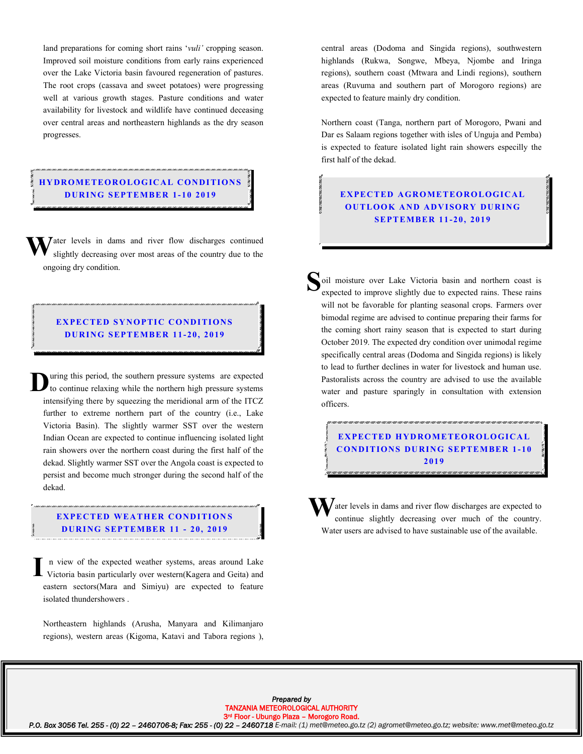land preparations for coming short rains '*vuli'* cropping season. Improved soil moisture conditions from early rains experienced over the Lake Victoria basin favoured regeneration of pastures. The root crops (cassava and sweet potatoes) were progressing well at various growth stages. Pasture conditions and water availability for livestock and wildlife have continued deceasing over central areas and northeastern highlands as the dry season progresses.

## HYDROMETEOROLOGICAL CONDITIONS DURING SEPTEMBER 1-10 2019

Water levels in dams and river flow discharges continued slightly decreasing over most areas of the country due to the ongoing dry condition.

## EXPECTED SYNOPTIC CONDITIONS DURING SEPTEMBER 11-20, 2019

During this period, the southern pressure systems are expected to continue relaxing while the northern high pressure systems intensifying there by squeezing the meridional arm of the ITCZ further to extreme northern part of the country (i.e., Lake Victoria Basin). The slightly warmer SST over the western Indian Ocean are expected to continue influencing isolated light rain showers over the northern coast during the first half of the dekad. Slightly warmer SST over the Angola coast is expected to persist and become much stronger during the second half of the dekad.

## EXPECTED WEATHER CONDITIONS DURING SEPTEMBER 11 - 20, 2019

In view of the expected weather systems, areas around Lake Victoria basin particularly over western(Kagera and Geita) and eastern sectors(Mara and Simiyu) are expected to feature isolated thundershowers .

Northeastern highlands (Arusha, Manyara and Kilimanjaro regions), western areas (Kigoma, Katavi and Tabora regions ), central areas (Dodoma and Singida regions), southwestern highlands (Rukwa, Songwe, Mbeya, Njombe and Iringa regions), southern coast (Mtwara and Lindi regions), southern areas (Ruvuma and southern part of Morogoro regions) are expected to feature mainly dry condition.

Northern coast (Tanga, northern part of Morogoro, Pwani and Dar es Salaam regions together with isles of Unguja and Pemba) is expected to feature isolated light rain showers especilly the first half of the dekad.

## EXPECTED AGROMETEOROLOGICAL OUTLOOK AND ADVISORY DURING SEPTEMBER 11-20, 2019

Soil moisture over Lake Victoria basin and northern coast is expected to improve slightly due to expected rains. These rains will not be favorable for planting seasonal crops. Farmers over bimodal regime are advised to continue preparing their farms for the coming short rainy season that is expected to start during October 2019. The expected dry condition over unimodal regime specifically central areas (Dodoma and Singida regions) is likely to lead to further declines in water for livestock and human use. Pastoralists across the country are advised to use the available water and pasture sparingly in consultation with extension officers.

## EXPECTED HYDROMETEOROLOGICAL CONDITIONS DURING SEPTEMBER 1-10 2019

Water levels in dams and river flow discharges are expected to continue slightly decreasing over much of the country. Water users are advised to have sustainable use of the available.

*Prepared by*
TANZANIA METEOROLOGICAL AUTHORITY
3rd Floor - Ubungo Plaza – Morogoro Road.
*P.O. Box 3056 Tel. 255 - (0) 22 – 2460706-8; Fax: 255 - (0) 22 – 2460718 E-mail: (1) met@meteo.go.tz (2) agromet@meteo.go.tz; website: www.met@meteo.go.tz*